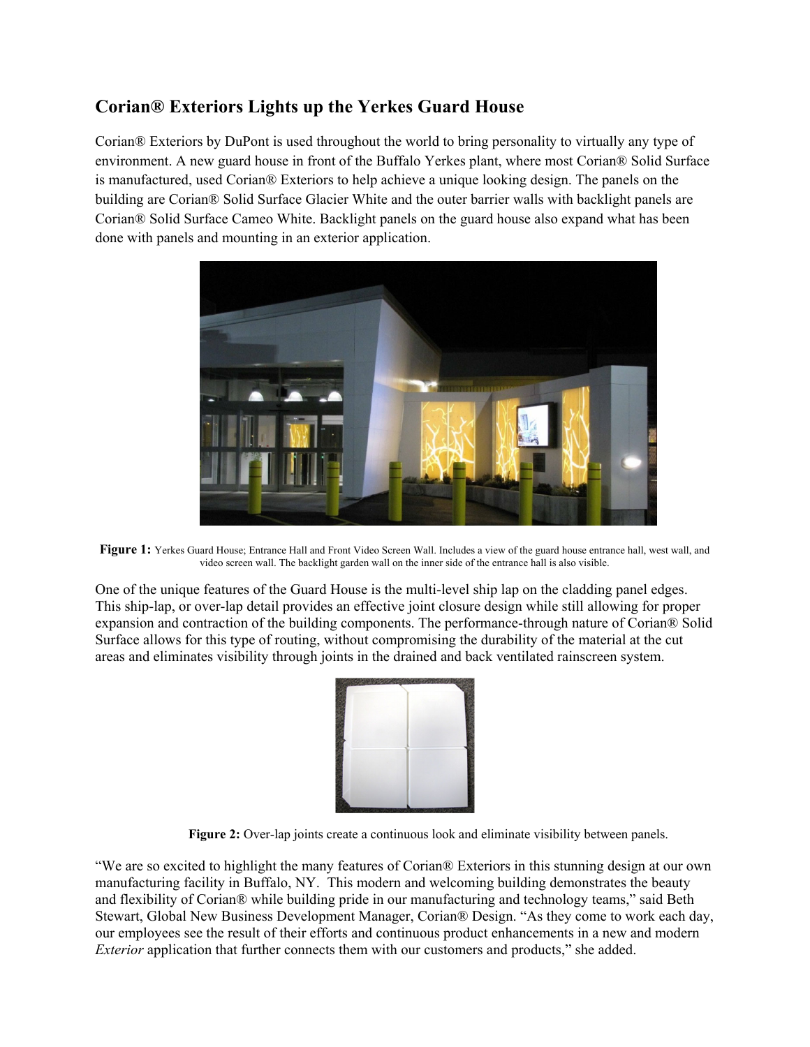## Corian® Exteriors Lights up the Yerkes Guard House

Corian® Exteriors by DuPont is used throughout the world to bring personality to virtually any type of environment. A new guard house in front of the Buffalo Yerkes plant, where most Corian® Solid Surface is manufactured, used Corian® Exteriors to help achieve a unique looking design. The panels on the building are Corian® Solid Surface Glacier White and the outer barrier walls with backlight panels are Corian® Solid Surface Cameo White. Backlight panels on the guard house also expand what has been done with panels and mounting in an exterior application.

**Figure 1:** Yerkes Guard House; Entrance Hall and Front Video Screen Wall. Includes a view of the guard house entrance hall, west wall, and video screen wall. The backlight garden wall on the inner side of the entrance hall is also visible.

One of the unique features of the Guard House is the multi-level ship lap on the cladding panel edges. This ship-lap, or over-lap detail provides an effective joint closure design while still allowing for proper expansion and contraction of the building components. The performance-through nature of Corian® Solid Surface allows for this type of routing, without compromising the durability of the material at the cut areas and eliminates visibility through joints in the drained and back ventilated rainscreen system.

**Figure 2:** Over-lap joints create a continuous look and eliminate visibility between panels.

"We are so excited to highlight the many features of Corian® Exteriors in this stunning design at our own manufacturing facility in Buffalo, NY. This modern and welcoming building demonstrates the beauty and flexibility of Corian® while building pride in our manufacturing and technology teams," said Beth Stewart, Global New Business Development Manager, Corian® Design. "As they come to work each day, our employees see the result of their efforts and continuous product enhancements in a new and modern *Exterior* application that further connects them with our customers and products," she added.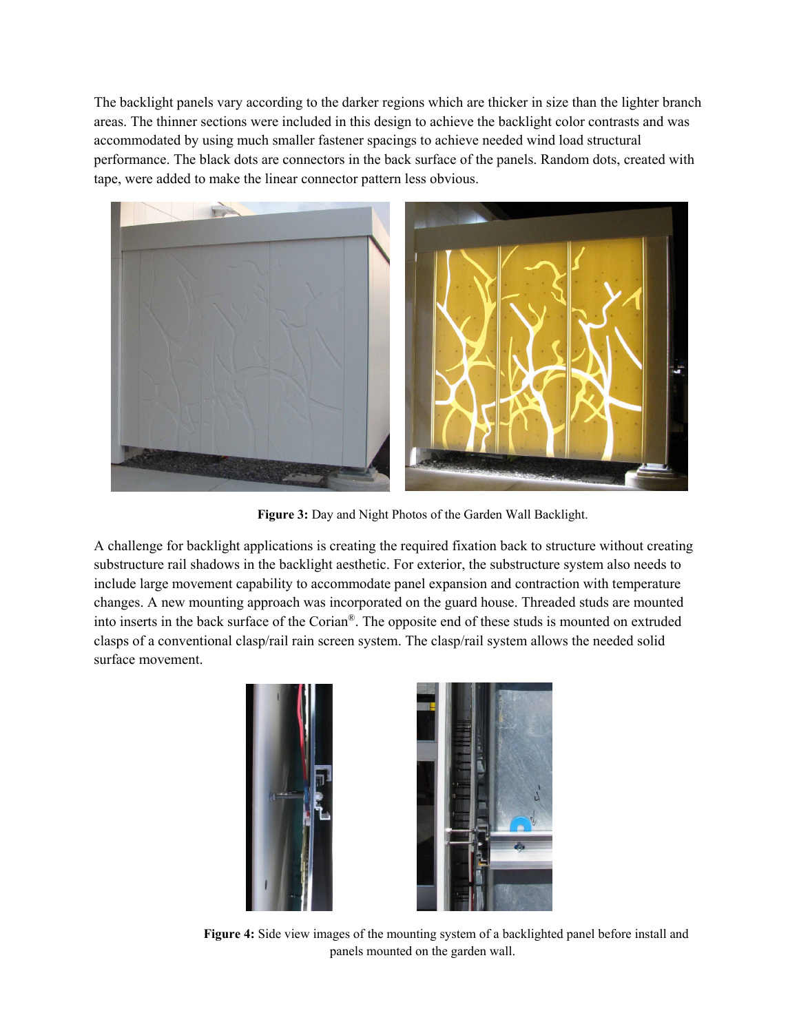The backlight panels vary according to the darker regions which are thicker in size than the lighter branch areas. The thinner sections were included in this design to achieve the backlight color contrasts and was accommodated by using much smaller fastener spacings to achieve needed wind load structural performance. The black dots are connectors in the back surface of the panels. Random dots, created with tape, were added to make the linear connector pattern less obvious.

**Figure 3:** Day and Night Photos of the Garden Wall Backlight.

A challenge for backlight applications is creating the required fixation back to structure without creating substructure rail shadows in the backlight aesthetic. For exterior, the substructure system also needs to include large movement capability to accommodate panel expansion and contraction with temperature changes. A new mounting approach was incorporated on the guard house. Threaded studs are mounted into inserts in the back surface of the Corian®. The opposite end of these studs is mounted on extruded clasps of a conventional clasp/rail rain screen system. The clasp/rail system allows the needed solid surface movement.

**Figure 4:** Side view images of the mounting system of a backlighted panel before install and panels mounted on the garden wall.